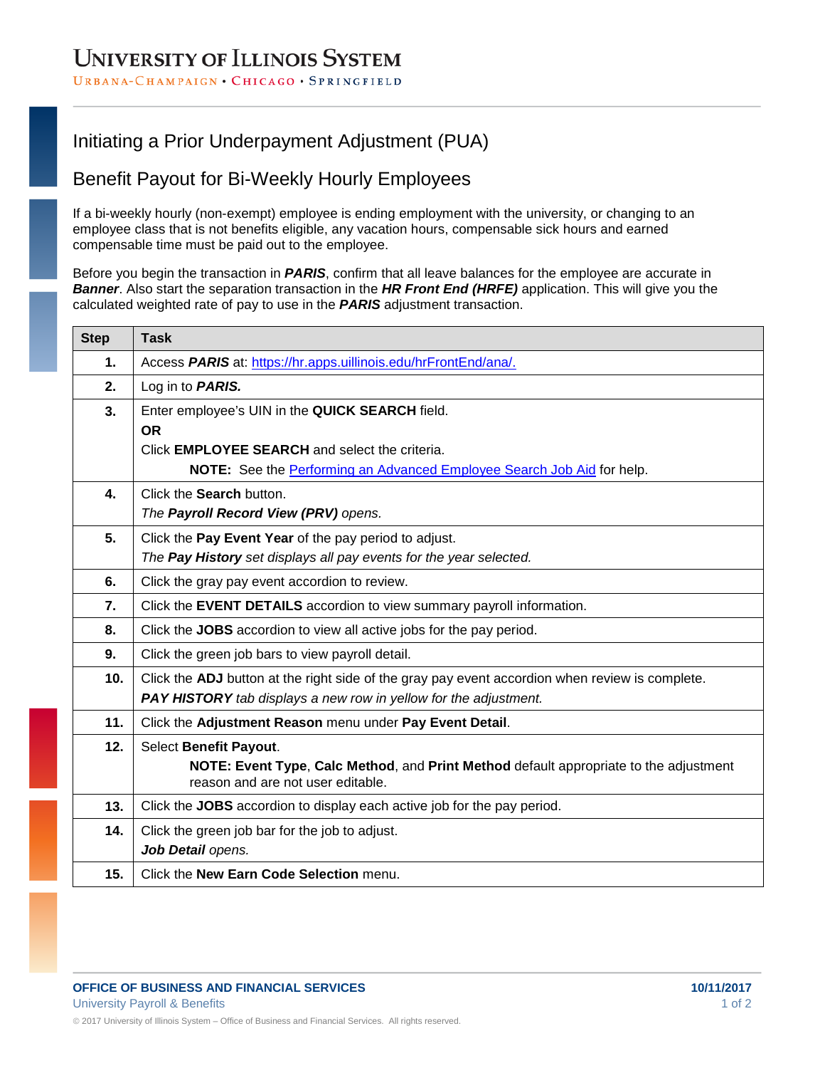# University of Illinois System

Urbana-Champaign • Chicago • Springfield

## Initiating a Prior Underpayment Adjustment (PUA)

## Benefit Payout for Bi-Weekly Hourly Employees

If a bi-weekly hourly (non-exempt) employee is ending employment with the university, or changing to an employee class that is not benefits eligible, any vacation hours, compensable sick hours and earned compensable time must be paid out to the employee.

Before you begin the transaction in ***PARIS***, confirm that all leave balances for the employee are accurate in ***Banner***. Also start the separation transaction in the ***HR Front End (HRFE)*** application. This will give you the calculated weighted rate of pay to use in the ***PARIS*** adjustment transaction.

| Step | Task |
|---|---|
| **1.** | Access ***PARIS*** at: [https://hr.apps.uillinois.edu/hrFrontEnd/ana/.](https://hr.apps.uillinois.edu/hrFrontEnd/ana/) |
| **2.** | Log in to ***PARIS.*** |
| **3.** | Enter employee's UIN in the **QUICK SEARCH** field.<br>**OR**<br>Click **EMPLOYEE SEARCH** and select the criteria.<br>**NOTE:** See the Performing an Advanced Employee Search Job Aid for help. |
| **4.** | Click the **Search** button.<br>*The **Payroll Record View (PRV)** opens.* |
| **5.** | Click the **Pay Event Year** of the pay period to adjust.<br>*The **Pay History** set displays all pay events for the year selected.* |
| **6.** | Click the gray pay event accordion to review. |
| **7.** | Click the **EVENT DETAILS** accordion to view summary payroll information. |
| **8.** | Click the **JOBS** accordion to view all active jobs for the pay period. |
| **9.** | Click the green job bars to view payroll detail. |
| **10.** | Click the **ADJ** button at the right side of the gray pay event accordion when review is complete.<br>***PAY HISTORY** tab displays a new row in yellow for the adjustment.* |
| **11.** | Click the **Adjustment Reason** menu under **Pay Event Detail**. |
| **12.** | Select **Benefit Payout**.<br>**NOTE: Event Type**, **Calc Method**, and **Print Method** default appropriate to the adjustment reason and are not user editable. |
| **13.** | Click the **JOBS** accordion to display each active job for the pay period. |
| **14.** | Click the green job bar for the job to adjust.<br>***Job Detail** opens.* |
| **15.** | Click the **New Earn Code Selection** menu. |

**OFFICE OF BUSINESS AND FINANCIAL SERVICES**
University Payroll & Benefits

**10/11/2017**

© 2017 University of Illinois System – Office of Business and Financial Services. All rights reserved.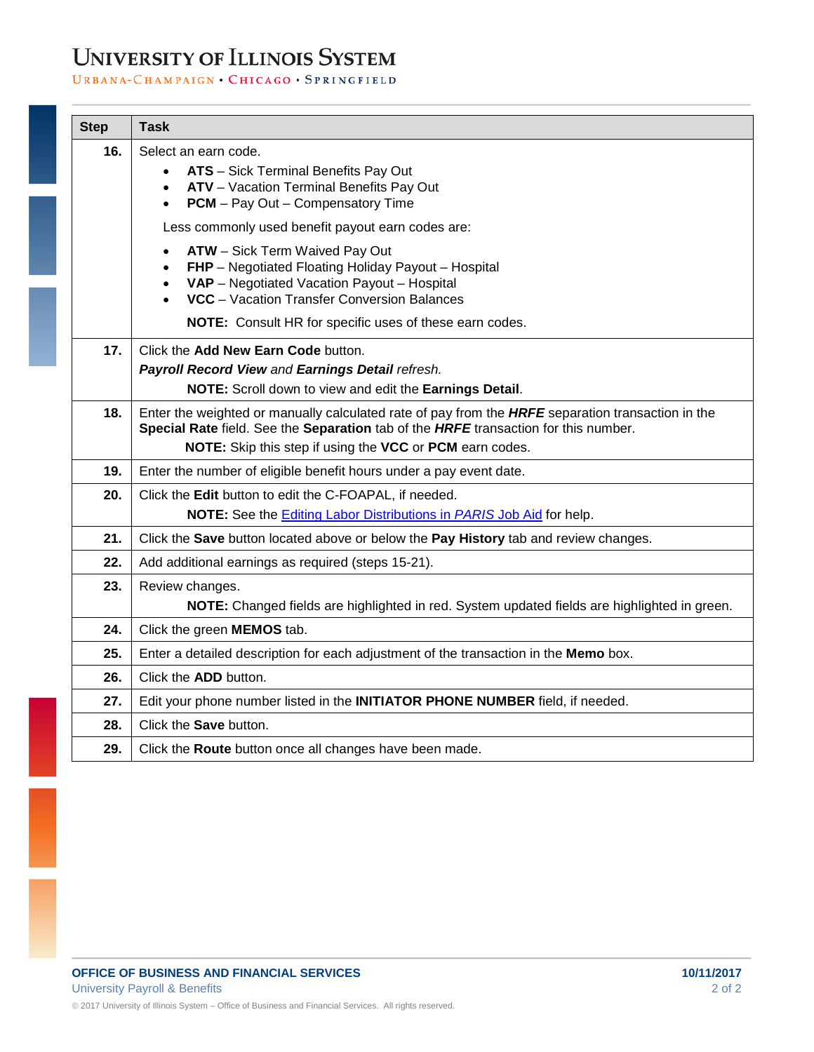| Step | Task |
| --- | --- |
| **16.** | Select an earn code.<br>• **ATS** – Sick Terminal Benefits Pay Out<br>• **ATV** – Vacation Terminal Benefits Pay Out<br>• **PCM** – Pay Out – Compensatory Time<br>Less commonly used benefit payout earn codes are:<br>• **ATW** – Sick Term Waived Pay Out<br>• **FHP** – Negotiated Floating Holiday Payout – Hospital<br>• **VAP** – Negotiated Vacation Payout – Hospital<br>• **VCC** – Vacation Transfer Conversion Balances<br>**NOTE:** Consult HR for specific uses of these earn codes. |
| **17.** | Click the **Add New Earn Code** button.<br>***Payroll Record View*** *and* ***Earnings Detail*** *refresh.*<br>**NOTE:** Scroll down to view and edit the **Earnings Detail**. |
| **18.** | Enter the weighted or manually calculated rate of pay from the ***HRFE*** separation transaction in the **Special Rate** field. See the **Separation** tab of the ***HRFE*** transaction for this number.<br>**NOTE:** Skip this step if using the **VCC** or **PCM** earn codes. |
| **19.** | Enter the number of eligible benefit hours under a pay event date. |
| **20.** | Click the **Edit** button to edit the C-FOAPAL, if needed.<br>**NOTE:** See the Editing Labor Distributions in *PARIS* Job Aid for help. |
| **21.** | Click the **Save** button located above or below the **Pay History** tab and review changes. |
| **22.** | Add additional earnings as required (steps 15-21). |
| **23.** | Review changes.<br>**NOTE:** Changed fields are highlighted in red. System updated fields are highlighted in green. |
| **24.** | Click the green **MEMOS** tab. |
| **25.** | Enter a detailed description for each adjustment of the transaction in the **Memo** box. |
| **26.** | Click the **ADD** button. |
| **27.** | Edit your phone number listed in the **INITIATOR PHONE NUMBER** field, if needed. |
| **28.** | Click the **Save** button. |
| **29.** | Click the **Route** button once all changes have been made. |